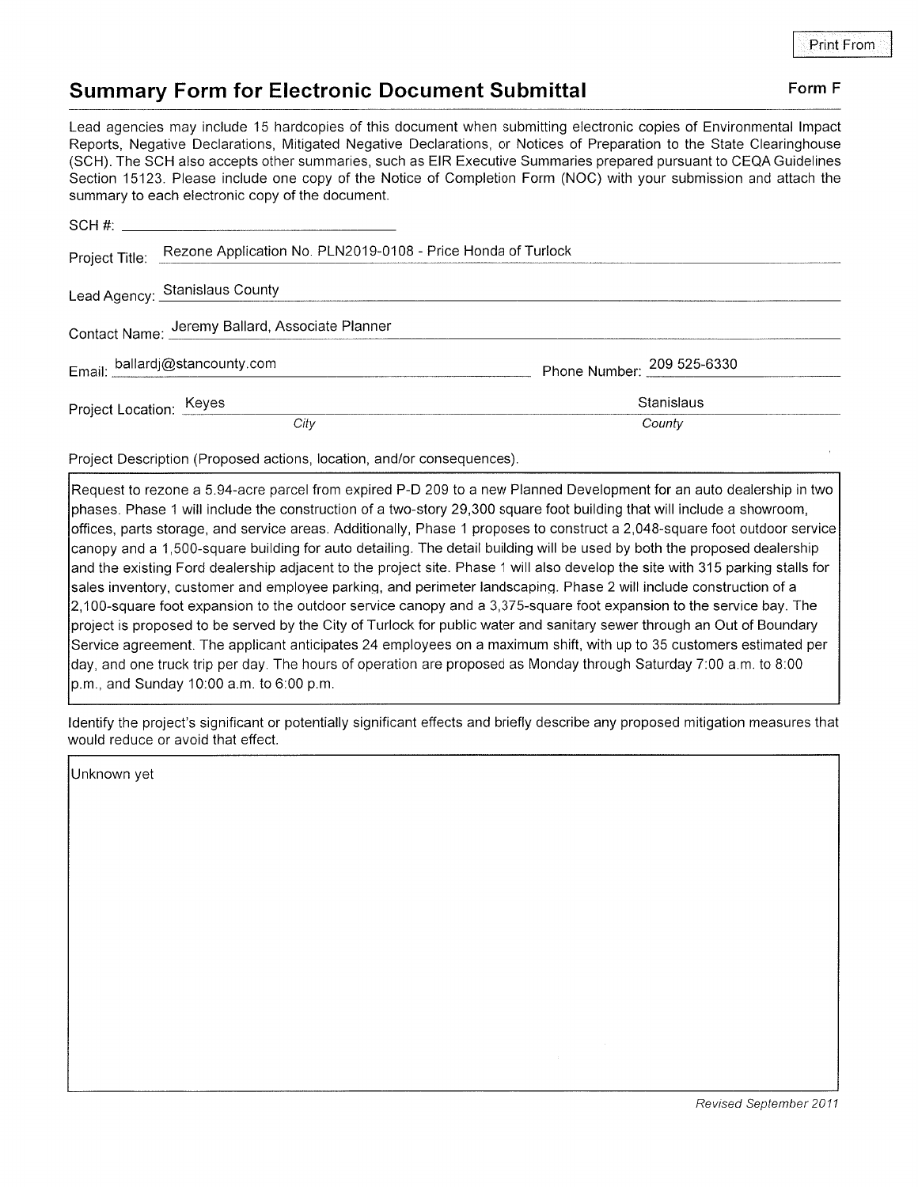Print From

## Summary Form for Electronic Document Submittal

**Form F**

Lead agencies may include 15 hardcopies of this document when submitting electronic copies of Environmental Impact Reports, Negative Declarations, Mitigated Negative Declarations, or Notices of Preparation to the State Clearinghouse (SCH). The SCH also accepts other summaries, such as EIR Executive Summaries prepared pursuant to CEQA Guidelines Section 15123. Please include one copy of the Notice of Completion Form (NOC) with your submission and attach the summary to each electronic copy of the document.

SCH #: ______________________

Project Title: Rezone Application No. PLN2019-0108 - Price Honda of Turlock

Lead Agency: Stanislaus County

Contact Name: Jeremy Ballard, Associate Planner

Email: ballardj@stancounty.com  Phone Number: 209 525-6330

Project Location: Keyes (*City*)  Stanislaus (*County*)

Project Description (Proposed actions, location, and/or consequences).

Request to rezone a 5.94-acre parcel from expired P-D 209 to a new Planned Development for an auto dealership in two phases. Phase 1 will include the construction of a two-story 29,300 square foot building that will include a showroom, offices, parts storage, and service areas. Additionally, Phase 1 proposes to construct a 2,048-square foot outdoor service canopy and a 1,500-square building for auto detailing. The detail building will be used by both the proposed dealership and the existing Ford dealership adjacent to the project site. Phase 1 will also develop the site with 315 parking stalls for sales inventory, customer and employee parking, and perimeter landscaping. Phase 2 will include construction of a 2,100-square foot expansion to the outdoor service canopy and a 3,375-square foot expansion to the service bay. The project is proposed to be served by the City of Turlock for public water and sanitary sewer through an Out of Boundary Service agreement. The applicant anticipates 24 employees on a maximum shift, with up to 35 customers estimated per day, and one truck trip per day. The hours of operation are proposed as Monday through Saturday 7:00 a.m. to 8:00 p.m., and Sunday 10:00 a.m. to 6:00 p.m.

Identify the project's significant or potentially significant effects and briefly describe any proposed mitigation measures that would reduce or avoid that effect.

Unknown yet

*Revised September 2011*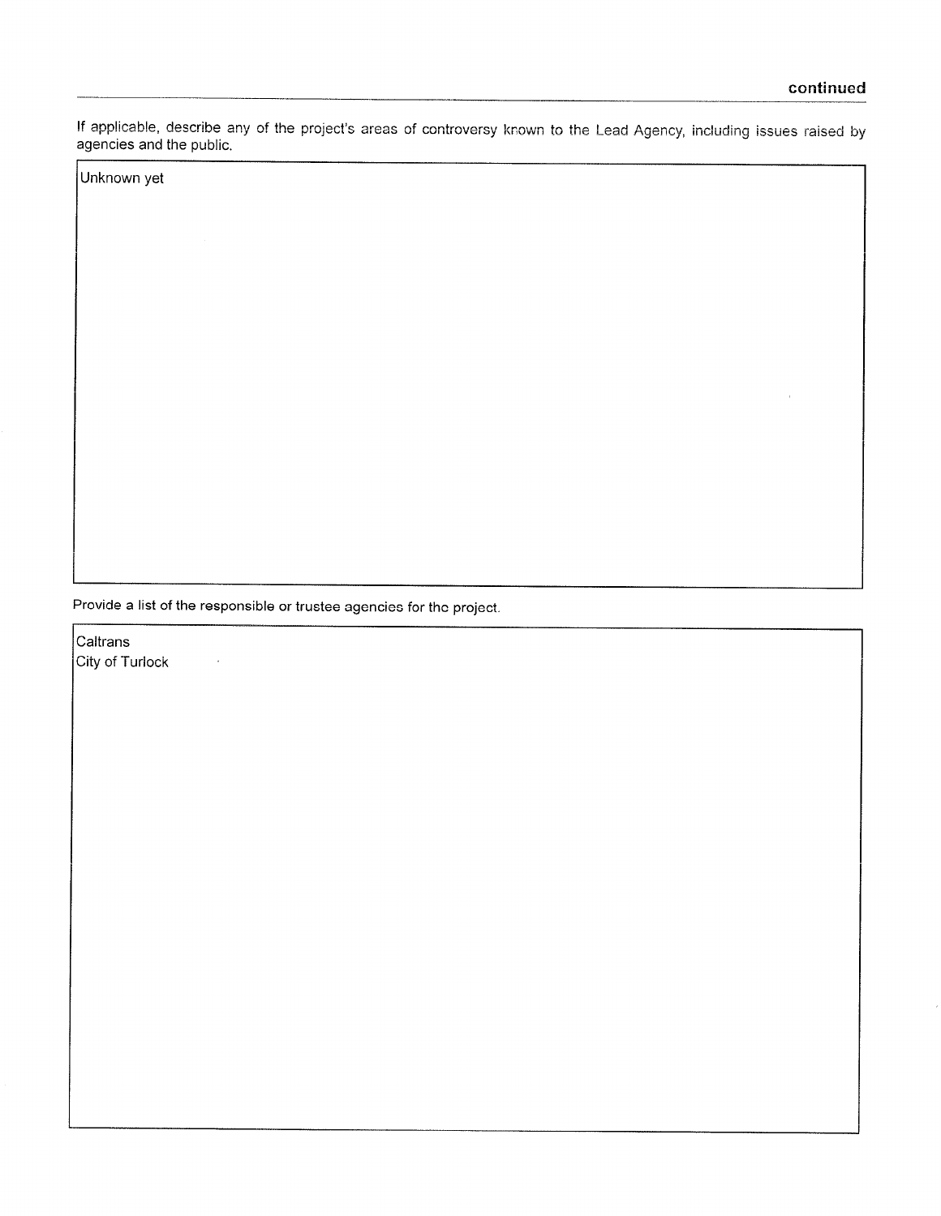**continued**

If applicable, describe any of the project's areas of controversy known to the Lead Agency, including issues raised by agencies and the public.

Unknown yet

Provide a list of the responsible or trustee agencies for the project.

Caltrans
City of Turlock